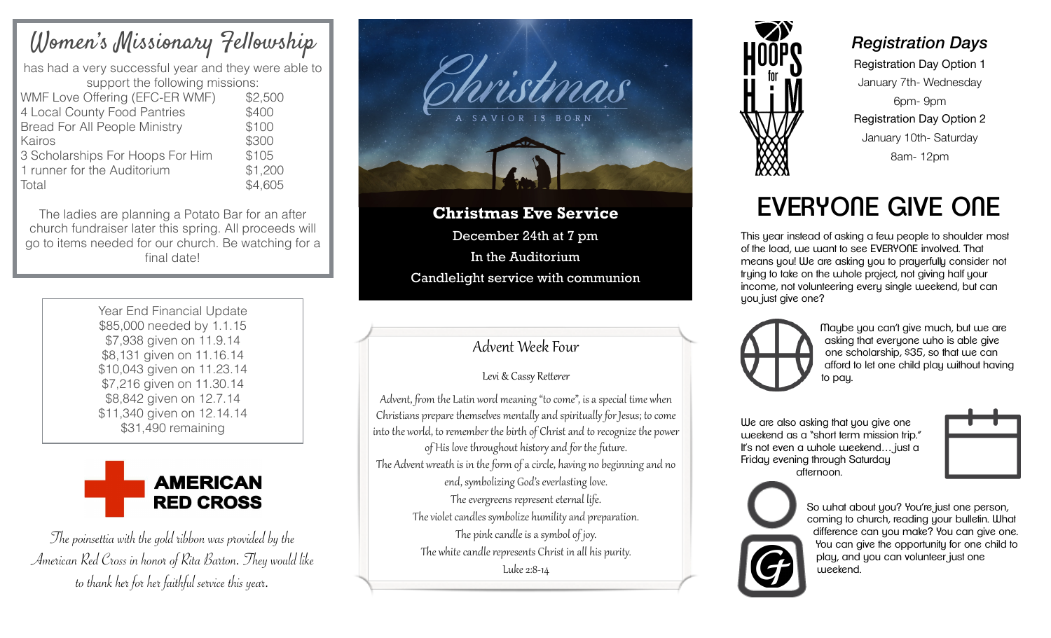# Women's Missionary Fellowship

has had a very successful year and they were able to support the following missions:

| | |
|---|---|
| WMF Love Offering (EFC-ER WMF) | $2,500 |
| 4 Local County Food Pantries | $400 |
| Bread For All People Ministry | $100 |
| Kairos | $300 |
| 3 Scholarships For Hoops For Him | $105 |
| 1 runner for the Auditorium | $1,200 |
| Total | $4,605 |

The ladies are planning a Potato Bar for an after church fundraiser later this spring. All proceeds will go to items needed for our church. Be watching for a final date!

Year End Financial Update
$85,000 needed by 1.1.15
$7,938 given on 11.9.14
$8,131 given on 11.16.14
$10,043 given on 11.23.14
$7,216 given on 11.30.14
$8,842 given on 12.7.14
$11,340 given on 12.14.14
$31,490 remaining

**AMERICAN RED CROSS**

*The poinsettia with the gold ribbon was provided by the American Red Cross in honor of Rita Barton. They would like to thank her for her faithful service this year.*

Christmas
A SAVIOR IS BORN

**Christmas Eve Service**
December 24th at 7 pm
In the Auditorium
Candlelight service with communion

## Advent Week Four

Levi & Cassy Retterer

Advent, from the Latin word meaning "to come", is a special time when Christians prepare themselves mentally and spiritually for Jesus; to come into the world, to remember the birth of Christ and to recognize the power of His love throughout history and for the future.
The Advent wreath is in the form of a circle, having no beginning and no end, symbolizing God's everlasting love.
The evergreens represent eternal life.
The violet candles symbolize humility and preparation.
The pink candle is a symbol of joy.
The white candle represents Christ in all his purity.
Luke 2:8-14

HOOPS for HIM

### Registration Days

Registration Day Option 1
January 7th- Wednesday
6pm- 9pm
Registration Day Option 2
January 10th- Saturday
8am- 12pm

# EVERYONE GIVE ONE

This year instead of asking a few people to shoulder most of the load, we want to see EVERYONE involved. That means you! We are asking you to prayerfully consider not trying to take on the whole project, not giving half your income, not volunteering every single weekend, but can you just give one?

Maybe you can't give much, but we are asking that everyone who is able give one scholarship, $35, so that we can afford to let one child play without having to pay.

We are also asking that you give one weekend as a "short term mission trip." It's not even a whole weekend…just a Friday evening through Saturday afternoon.

So what about you? You're just one person, coming to church, reading your bulletin. What difference can you make? You can give one. You can give the opportunity for one child to play, and you can volunteer just one weekend.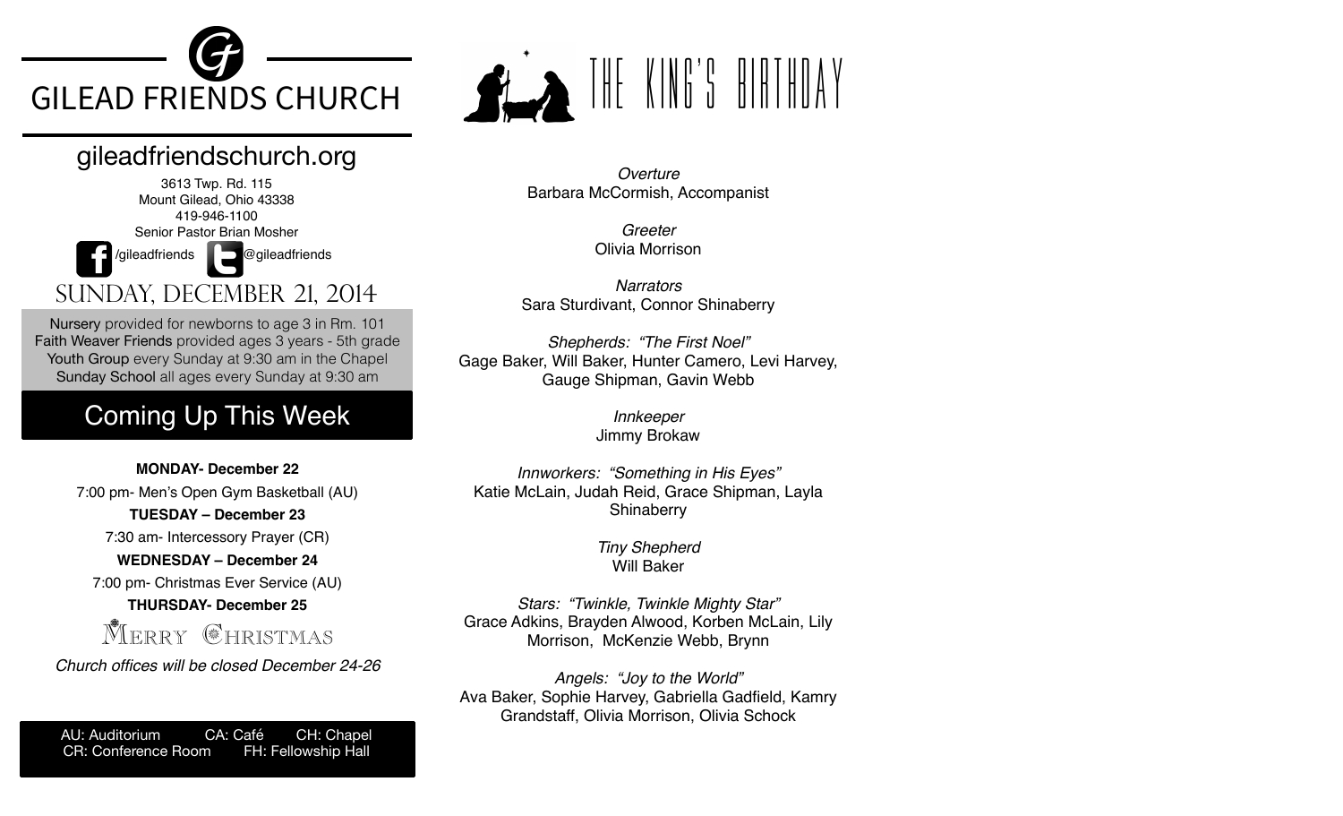# GILEAD FRIENDS CHURCH

## gileadfriendschurch.org

3613 Twp. Rd. 115
Mount Gilead, Ohio 43338
419-946-1100
Senior Pastor Brian Mosher

/gileadfriends @gileadfriends

## SUNDAY, DECEMBER 21, 2014

Nursery provided for newborns to age 3 in Rm. 101
Faith Weaver Friends provided ages 3 years - 5th grade
Youth Group every Sunday at 9:30 am in the Chapel
Sunday School all ages every Sunday at 9:30 am

## Coming Up This Week

**MONDAY- December 22**

7:00 pm- Men's Open Gym Basketball (AU)

**TUESDAY – December 23**

7:30 am- Intercessory Prayer (CR)

**WEDNESDAY – December 24**

7:00 pm- Christmas Ever Service (AU)

**THURSDAY- December 25**

MERRY CHRISTMAS

*Church offices will be closed December 24-26*

AU: Auditorium CA: Café CH: Chapel
CR: Conference Room FH: Fellowship Hall

# THE KING'S BIRTHDAY

*Overture*
Barbara McCormish, Accompanist

*Greeter*
Olivia Morrison

*Narrators*
Sara Sturdivant, Connor Shinaberry

*Shepherds: "The First Noel"*
Gage Baker, Will Baker, Hunter Camero, Levi Harvey, Gauge Shipman, Gavin Webb

*Innkeeper*
Jimmy Brokaw

*Innworkers: "Something in His Eyes"*
Katie McLain, Judah Reid, Grace Shipman, Layla Shinaberry

*Tiny Shepherd*
Will Baker

*Stars: "Twinkle, Twinkle Mighty Star"*
Grace Adkins, Brayden Alwood, Korben McLain, Lily Morrison, McKenzie Webb, Brynn

*Angels: "Joy to the World"*
Ava Baker, Sophie Harvey, Gabriella Gadfield, Kamry Grandstaff, Olivia Morrison, Olivia Schock